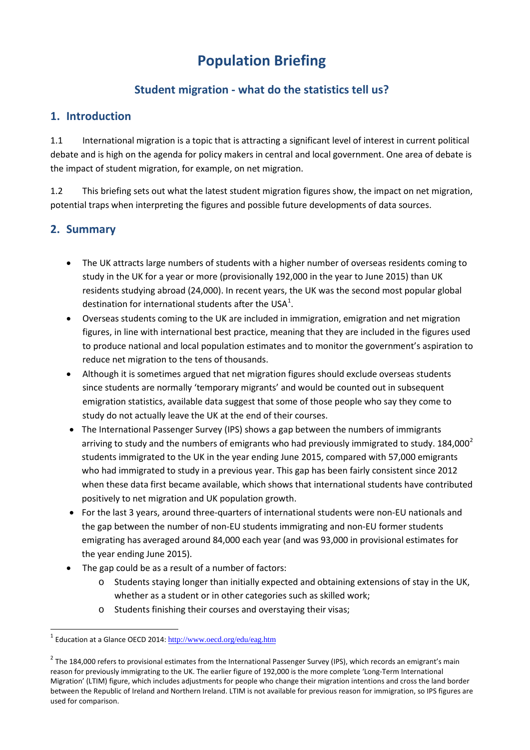# Population Briefing

## Student migration - what do the statistics tell us?

## 1. Introduction

1.1 International migration is a topic that is attracting a significant level of interest in current political debate and is high on the agenda for policy makers in central and local government. One area of debate is the impact of student migration, for example, on net migration.

1.2 This briefing sets out what the latest student migration figures show, the impact on net migration, potential traps when interpreting the figures and possible future developments of data sources.

## 2. Summary

- The UK attracts large numbers of students with a higher number of overseas residents coming to study in the UK for a year or more (provisionally 192,000 in the year to June 2015) than UK residents studying abroad (24,000). In recent years, the UK was the second most popular global destination for international students after the USA[1].
- Overseas students coming to the UK are included in immigration, emigration and net migration figures, in line with international best practice, meaning that they are included in the figures used to produce national and local population estimates and to monitor the government's aspiration to reduce net migration to the tens of thousands.
- Although it is sometimes argued that net migration figures should exclude overseas students since students are normally 'temporary migrants' and would be counted out in subsequent emigration statistics, available data suggest that some of those people who say they come to study do not actually leave the UK at the end of their courses.
- The International Passenger Survey (IPS) shows a gap between the numbers of immigrants arriving to study and the numbers of emigrants who had previously immigrated to study. 184,000[2] students immigrated to the UK in the year ending June 2015, compared with 57,000 emigrants who had immigrated to study in a previous year. This gap has been fairly consistent since 2012 when these data first became available, which shows that international students have contributed positively to net migration and UK population growth.
- For the last 3 years, around three-quarters of international students were non-EU nationals and the gap between the number of non-EU students immigrating and non-EU former students emigrating has averaged around 84,000 each year (and was 93,000 in provisional estimates for the year ending June 2015).
- The gap could be as a result of a number of factors:
    - Students staying longer than initially expected and obtaining extensions of stay in the UK, whether as a student or in other categories such as skilled work;
    - Students finishing their courses and overstaying their visas;

[1] Education at a Glance OECD 2014: http://www.oecd.org/edu/eag.htm

[2] The 184,000 refers to provisional estimates from the International Passenger Survey (IPS), which records an emigrant's main reason for previously immigrating to the UK. The earlier figure of 192,000 is the more complete 'Long-Term International Migration' (LTIM) figure, which includes adjustments for people who change their migration intentions and cross the land border between the Republic of Ireland and Northern Ireland. LTIM is not available for previous reason for immigration, so IPS figures are used for comparison.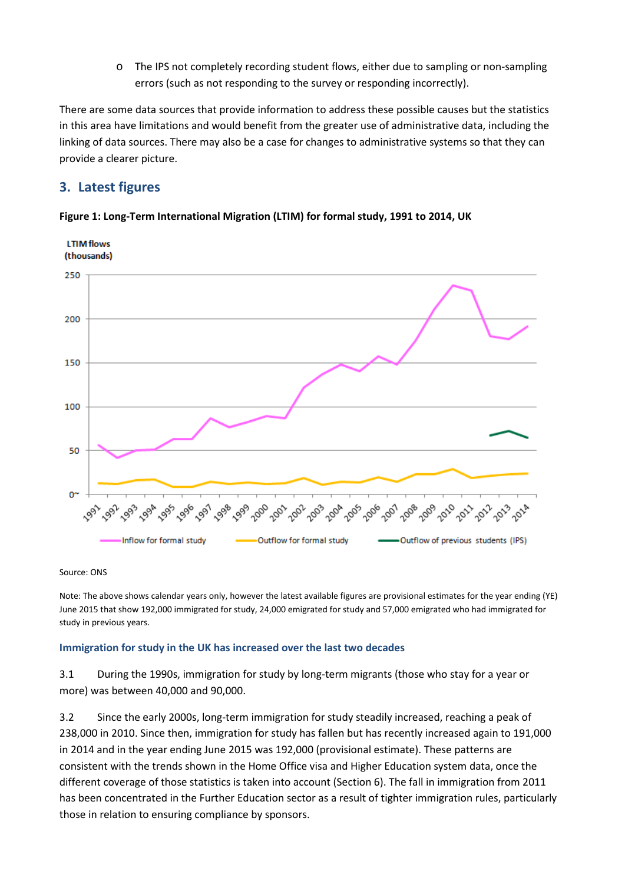- The IPS not completely recording student flows, either due to sampling or non-sampling errors (such as not responding to the survey or responding incorrectly).

There are some data sources that provide information to address these possible causes but the statistics in this area have limitations and would benefit from the greater use of administrative data, including the linking of data sources. There may also be a case for changes to administrative systems so that they can provide a clearer picture.

## 3. Latest figures

**Figure 1: Long-Term International Migration (LTIM) for formal study, 1991 to 2014, UK**

Source: ONS

Note: The above shows calendar years only, however the latest available figures are provisional estimates for the year ending (YE) June 2015 that show 192,000 immigrated for study, 24,000 emigrated for study and 57,000 emigrated who had immigrated for study in previous years.

### Immigration for study in the UK has increased over the last two decades

3.1 During the 1990s, immigration for study by long-term migrants (those who stay for a year or more) was between 40,000 and 90,000.

3.2 Since the early 2000s, long-term immigration for study steadily increased, reaching a peak of 238,000 in 2010. Since then, immigration for study has fallen but has recently increased again to 191,000 in 2014 and in the year ending June 2015 was 192,000 (provisional estimate). These patterns are consistent with the trends shown in the Home Office visa and Higher Education system data, once the different coverage of those statistics is taken into account (Section 6). The fall in immigration from 2011 has been concentrated in the Further Education sector as a result of tighter immigration rules, particularly those in relation to ensuring compliance by sponsors.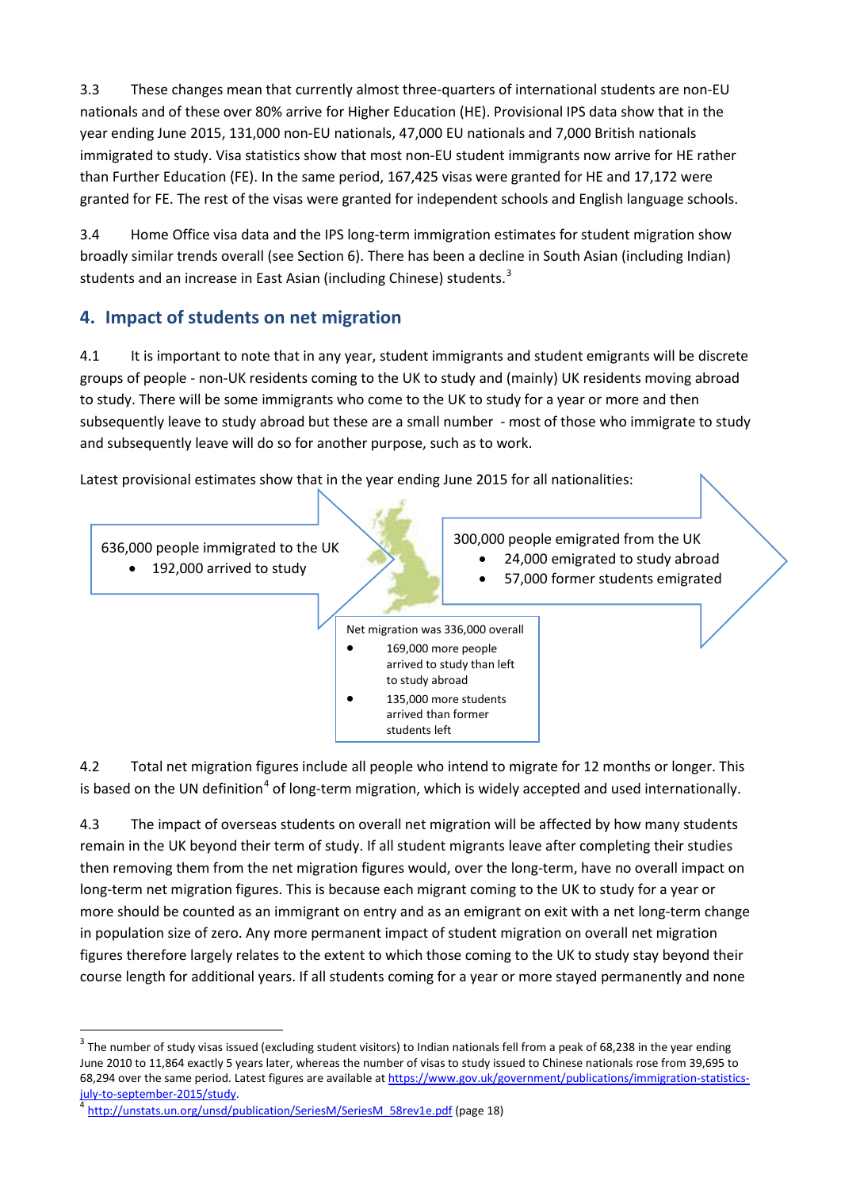3.3 These changes mean that currently almost three-quarters of international students are non-EU nationals and of these over 80% arrive for Higher Education (HE). Provisional IPS data show that in the year ending June 2015, 131,000 non-EU nationals, 47,000 EU nationals and 7,000 British nationals immigrated to study. Visa statistics show that most non-EU student immigrants now arrive for HE rather than Further Education (FE). In the same period, 167,425 visas were granted for HE and 17,172 were granted for FE. The rest of the visas were granted for independent schools and English language schools.

3.4 Home Office visa data and the IPS long-term immigration estimates for student migration show broadly similar trends overall (see Section 6). There has been a decline in South Asian (including Indian) students and an increase in East Asian (including Chinese) students.[3]

## 4. Impact of students on net migration

4.1 It is important to note that in any year, student immigrants and student emigrants will be discrete groups of people - non-UK residents coming to the UK to study and (mainly) UK residents moving abroad to study. There will be some immigrants who come to the UK to study for a year or more and then subsequently leave to study abroad but these are a small number - most of those who immigrate to study and subsequently leave will do so for another purpose, such as to work.

Latest provisional estimates show that in the year ending June 2015 for all nationalities:

636,000 people immigrated to the UK

- 192,000 arrived to study

300,000 people emigrated from the UK

- 24,000 emigrated to study abroad
- 57,000 former students emigrated

Net migration was 336,000 overall

- 169,000 more people arrived to study than left to study abroad
- 135,000 more students arrived than former students left

4.2 Total net migration figures include all people who intend to migrate for 12 months or longer. This is based on the UN definition[4] of long-term migration, which is widely accepted and used internationally.

4.3 The impact of overseas students on overall net migration will be affected by how many students remain in the UK beyond their term of study. If all student migrants leave after completing their studies then removing them from the net migration figures would, over the long-term, have no overall impact on long-term net migration figures. This is because each migrant coming to the UK to study for a year or more should be counted as an immigrant on entry and as an emigrant on exit with a net long-term change in population size of zero. Any more permanent impact of student migration on overall net migration figures therefore largely relates to the extent to which those coming to the UK to study stay beyond their course length for additional years. If all students coming for a year or more stayed permanently and none

[3] The number of study visas issued (excluding student visitors) to Indian nationals fell from a peak of 68,238 in the year ending June 2010 to 11,864 exactly 5 years later, whereas the number of visas to study issued to Chinese nationals rose from 39,695 to 68,294 over the same period. Latest figures are available at https://www.gov.uk/government/publications/immigration-statistics-july-to-september-2015/study.

[4] http://unstats.un.org/unsd/publication/SeriesM/SeriesM_58rev1e.pdf (page 18)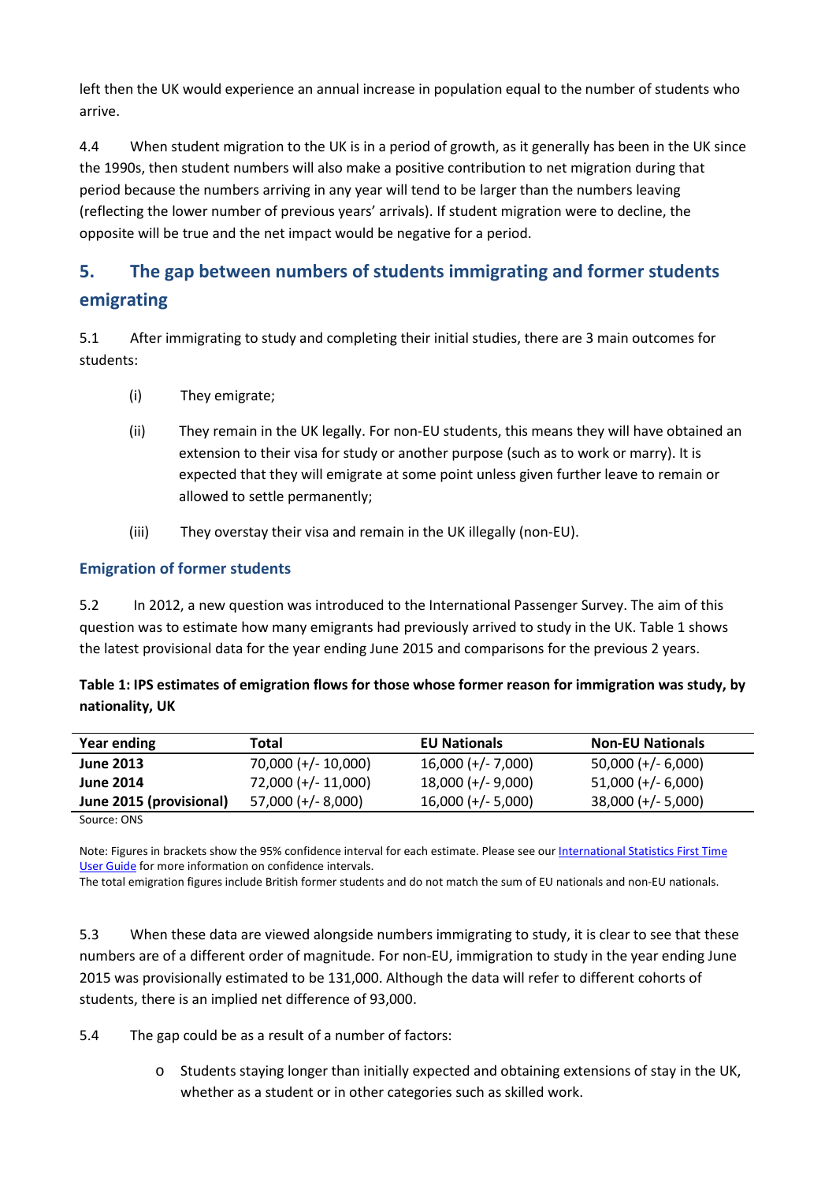left then the UK would experience an annual increase in population equal to the number of students who arrive.

4.4 When student migration to the UK is in a period of growth, as it generally has been in the UK since the 1990s, then student numbers will also make a positive contribution to net migration during that period because the numbers arriving in any year will tend to be larger than the numbers leaving (reflecting the lower number of previous years' arrivals). If student migration were to decline, the opposite will be true and the net impact would be negative for a period.

## 5. The gap between numbers of students immigrating and former students emigrating

5.1 After immigrating to study and completing their initial studies, there are 3 main outcomes for students:

(i) They emigrate;

(ii) They remain in the UK legally. For non-EU students, this means they will have obtained an extension to their visa for study or another purpose (such as to work or marry). It is expected that they will emigrate at some point unless given further leave to remain or allowed to settle permanently;

(iii) They overstay their visa and remain in the UK illegally (non-EU).

### Emigration of former students

5.2 In 2012, a new question was introduced to the International Passenger Survey. The aim of this question was to estimate how many emigrants had previously arrived to study in the UK. Table 1 shows the latest provisional data for the year ending June 2015 and comparisons for the previous 2 years.

**Table 1: IPS estimates of emigration flows for those whose former reason for immigration was study, by nationality, UK**

| Year ending | Total | EU Nationals | Non-EU Nationals |
|---|---|---|---|
| **June 2013** | 70,000 (+/- 10,000) | 16,000 (+/- 7,000) | 50,000 (+/- 6,000) |
| **June 2014** | 72,000 (+/- 11,000) | 18,000 (+/- 9,000) | 51,000 (+/- 6,000) |
| **June 2015 (provisional)** | 57,000 (+/- 8,000) | 16,000 (+/- 5,000) | 38,000 (+/- 5,000) |

Source: ONS

Note: Figures in brackets show the 95% confidence interval for each estimate. Please see our International Statistics First Time User Guide for more information on confidence intervals.
The total emigration figures include British former students and do not match the sum of EU nationals and non-EU nationals.

5.3 When these data are viewed alongside numbers immigrating to study, it is clear to see that these numbers are of a different order of magnitude. For non-EU, immigration to study in the year ending June 2015 was provisionally estimated to be 131,000. Although the data will refer to different cohorts of students, there is an implied net difference of 93,000.

5.4 The gap could be as a result of a number of factors:

- Students staying longer than initially expected and obtaining extensions of stay in the UK, whether as a student or in other categories such as skilled work.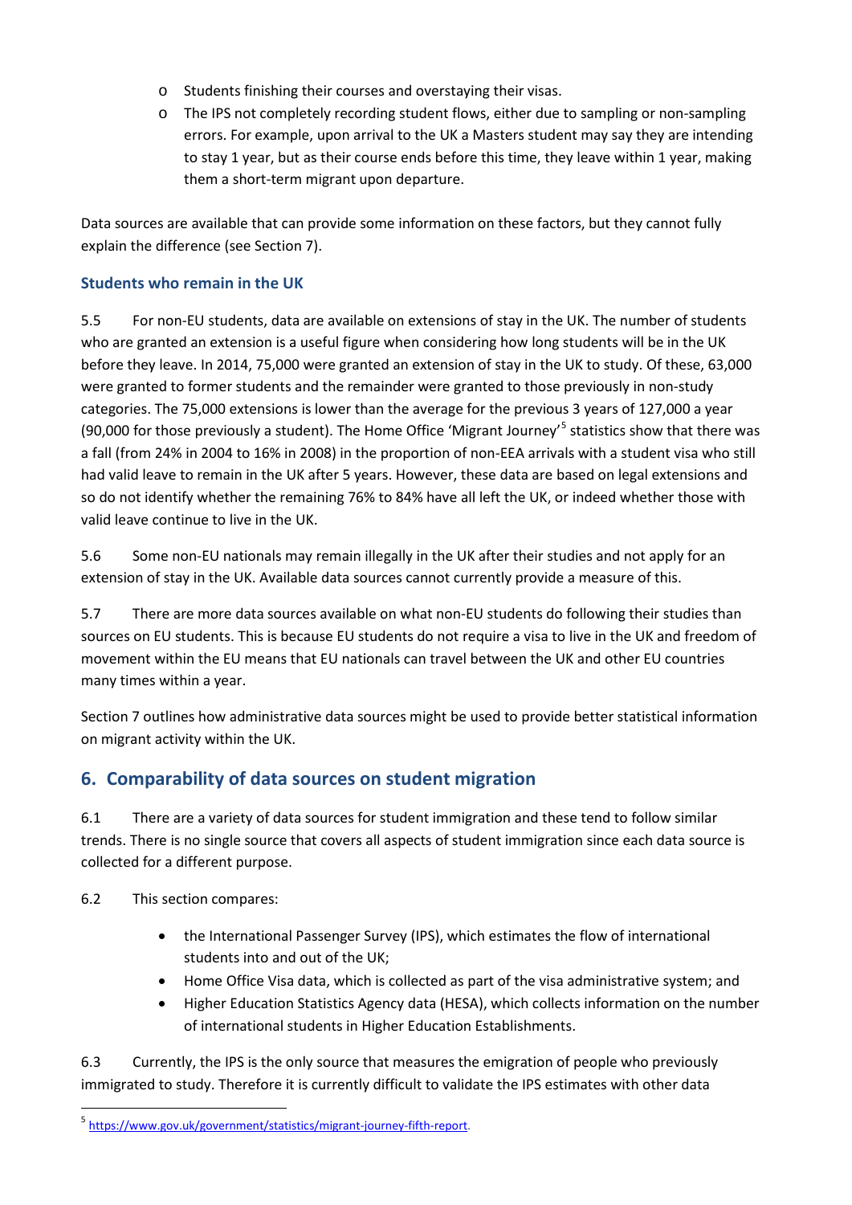- Students finishing their courses and overstaying their visas.
- The IPS not completely recording student flows, either due to sampling or non-sampling errors. For example, upon arrival to the UK a Masters student may say they are intending to stay 1 year, but as their course ends before this time, they leave within 1 year, making them a short-term migrant upon departure.

Data sources are available that can provide some information on these factors, but they cannot fully explain the difference (see Section 7).

### Students who remain in the UK

5.5 For non-EU students, data are available on extensions of stay in the UK. The number of students who are granted an extension is a useful figure when considering how long students will be in the UK before they leave. In 2014, 75,000 were granted an extension of stay in the UK to study. Of these, 63,000 were granted to former students and the remainder were granted to those previously in non-study categories. The 75,000 extensions is lower than the average for the previous 3 years of 127,000 a year (90,000 for those previously a student). The Home Office 'Migrant Journey'[5] statistics show that there was a fall (from 24% in 2004 to 16% in 2008) in the proportion of non-EEA arrivals with a student visa who still had valid leave to remain in the UK after 5 years. However, these data are based on legal extensions and so do not identify whether the remaining 76% to 84% have all left the UK, or indeed whether those with valid leave continue to live in the UK.

5.6 Some non-EU nationals may remain illegally in the UK after their studies and not apply for an extension of stay in the UK. Available data sources cannot currently provide a measure of this.

5.7 There are more data sources available on what non-EU students do following their studies than sources on EU students. This is because EU students do not require a visa to live in the UK and freedom of movement within the EU means that EU nationals can travel between the UK and other EU countries many times within a year.

Section 7 outlines how administrative data sources might be used to provide better statistical information on migrant activity within the UK.

## 6. Comparability of data sources on student migration

6.1 There are a variety of data sources for student immigration and these tend to follow similar trends. There is no single source that covers all aspects of student immigration since each data source is collected for a different purpose.

6.2 This section compares:

- the International Passenger Survey (IPS), which estimates the flow of international students into and out of the UK;
- Home Office Visa data, which is collected as part of the visa administrative system; and
- Higher Education Statistics Agency data (HESA), which collects information on the number of international students in Higher Education Establishments.

6.3 Currently, the IPS is the only source that measures the emigration of people who previously immigrated to study. Therefore it is currently difficult to validate the IPS estimates with other data

[5] https://www.gov.uk/government/statistics/migrant-journey-fifth-report.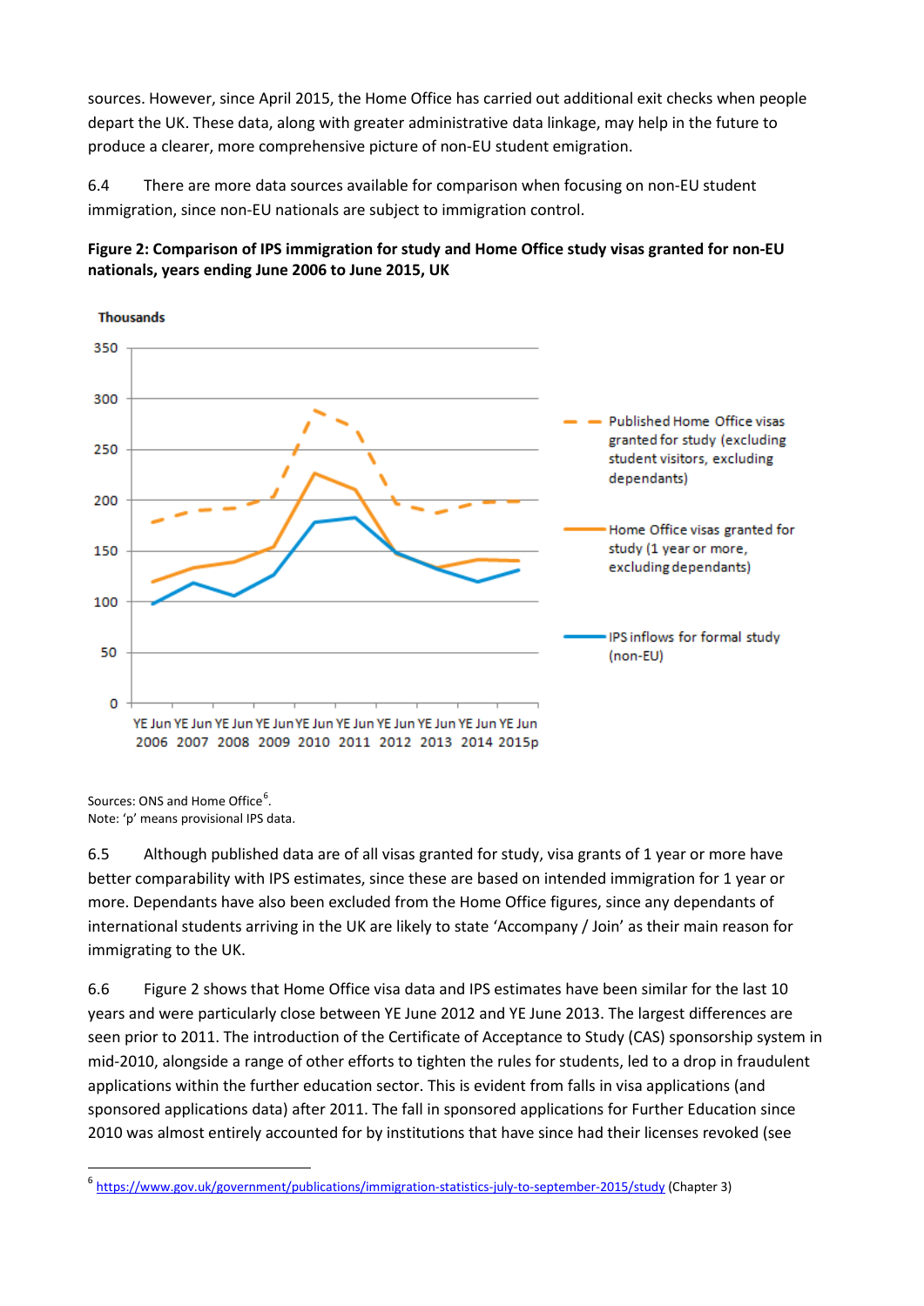sources. However, since April 2015, the Home Office has carried out additional exit checks when people depart the UK. These data, along with greater administrative data linkage, may help in the future to produce a clearer, more comprehensive picture of non-EU student emigration.

6.4 There are more data sources available for comparison when focusing on non-EU student immigration, since non-EU nationals are subject to immigration control.

**Figure 2: Comparison of IPS immigration for study and Home Office study visas granted for non-EU nationals, years ending June 2006 to June 2015, UK**

Sources: ONS and Home Office[6].
Note: 'p' means provisional IPS data.

6.5 Although published data are of all visas granted for study, visa grants of 1 year or more have better comparability with IPS estimates, since these are based on intended immigration for 1 year or more. Dependants have also been excluded from the Home Office figures, since any dependants of international students arriving in the UK are likely to state 'Accompany / Join' as their main reason for immigrating to the UK.

6.6 Figure 2 shows that Home Office visa data and IPS estimates have been similar for the last 10 years and were particularly close between YE June 2012 and YE June 2013. The largest differences are seen prior to 2011. The introduction of the Certificate of Acceptance to Study (CAS) sponsorship system in mid-2010, alongside a range of other efforts to tighten the rules for students, led to a drop in fraudulent applications within the further education sector. This is evident from falls in visa applications (and sponsored applications data) after 2011. The fall in sponsored applications for Further Education since 2010 was almost entirely accounted for by institutions that have since had their licenses revoked (see

[6] https://www.gov.uk/government/publications/immigration-statistics-july-to-september-2015/study (Chapter 3)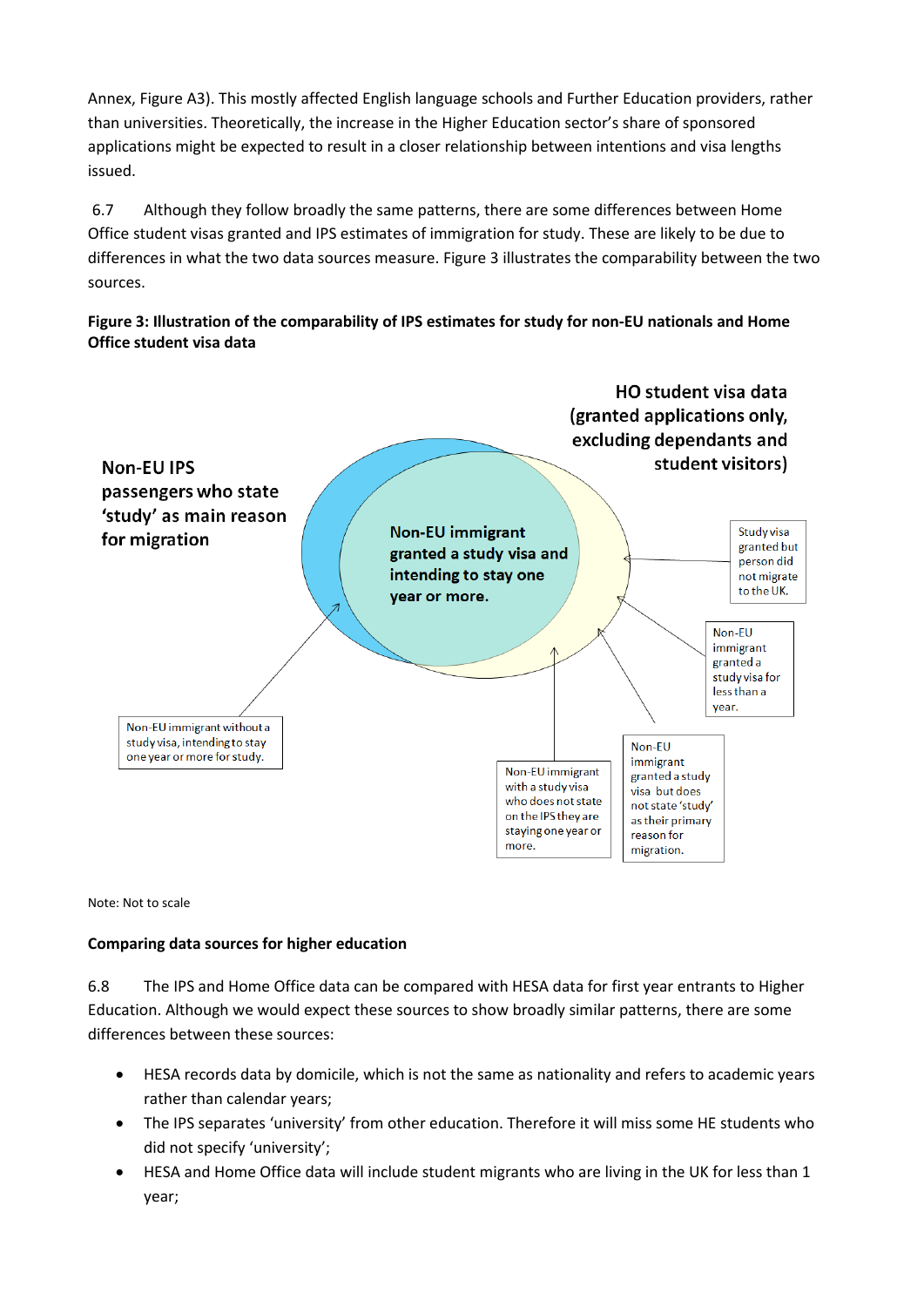Annex, Figure A3). This mostly affected English language schools and Further Education providers, rather than universities. Theoretically, the increase in the Higher Education sector's share of sponsored applications might be expected to result in a closer relationship between intentions and visa lengths issued.

6.7 Although they follow broadly the same patterns, there are some differences between Home Office student visas granted and IPS estimates of immigration for study. These are likely to be due to differences in what the two data sources measure. Figure 3 illustrates the comparability between the two sources.

**Figure 3: Illustration of the comparability of IPS estimates for study for non-EU nationals and Home Office student visa data**

Non-EU IPS passengers who state 'study' as main reason for migration

HO student visa data (granted applications only, excluding dependants and student visitors)

Non-EU immigrant granted a study visa and intending to stay one year or more.

Study visa granted but person did not migrate to the UK.

Non-EU immigrant granted a study visa for less than a year.

Non-EU immigrant without a study visa, intending to stay one year or more for study.

Non-EU immigrant with a study visa who does not state on the IPS they are staying one year or more.

Non-EU immigrant granted a study visa but does not state 'study' as their primary reason for migration.

Note: Not to scale

**Comparing data sources for higher education**

6.8 The IPS and Home Office data can be compared with HESA data for first year entrants to Higher Education. Although we would expect these sources to show broadly similar patterns, there are some differences between these sources:

- HESA records data by domicile, which is not the same as nationality and refers to academic years rather than calendar years;
- The IPS separates 'university' from other education. Therefore it will miss some HE students who did not specify 'university';
- HESA and Home Office data will include student migrants who are living in the UK for less than 1 year;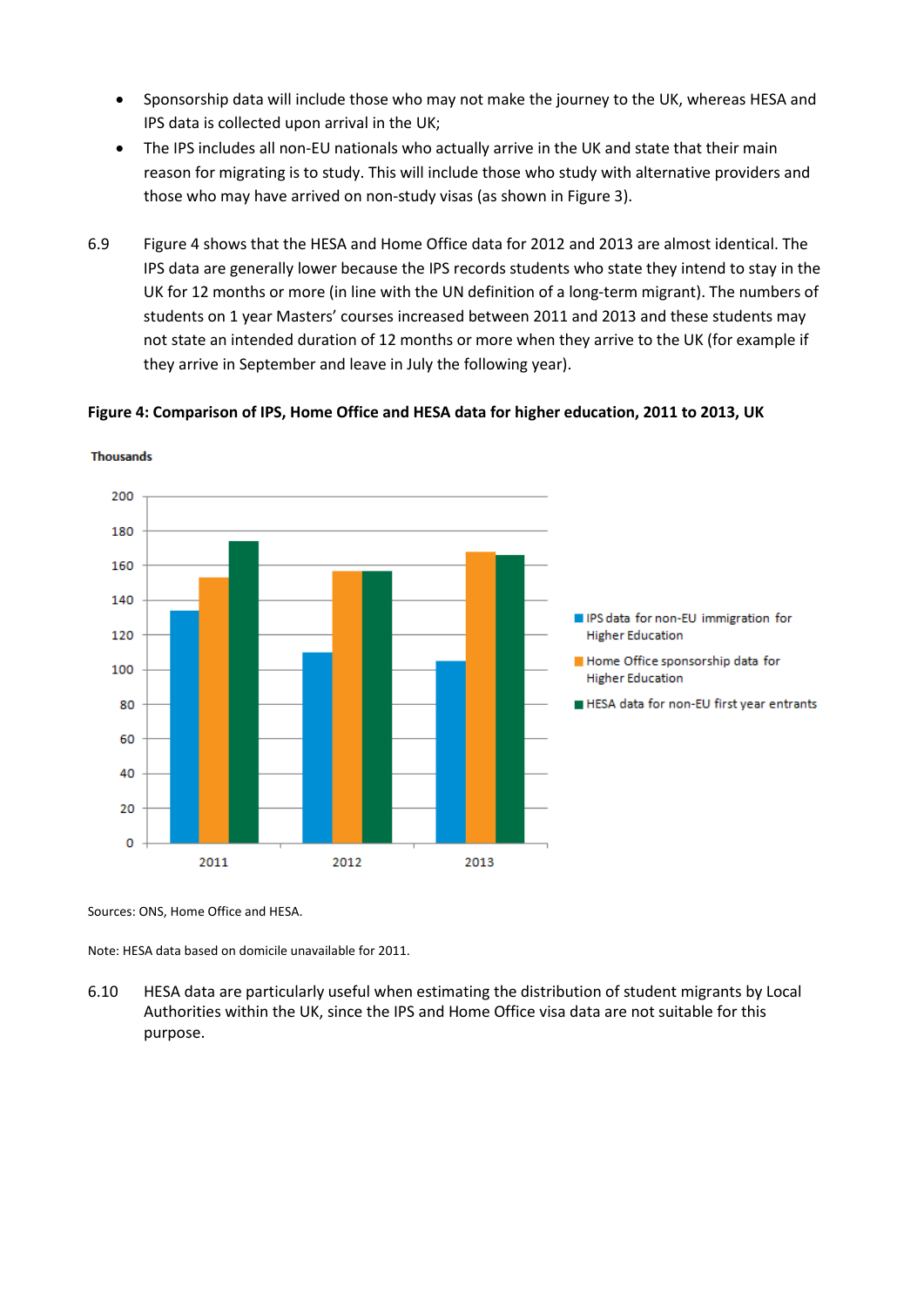- Sponsorship data will include those who may not make the journey to the UK, whereas HESA and IPS data is collected upon arrival in the UK;
- The IPS includes all non-EU nationals who actually arrive in the UK and state that their main reason for migrating is to study. This will include those who study with alternative providers and those who may have arrived on non-study visas (as shown in Figure 3).

6.9 Figure 4 shows that the HESA and Home Office data for 2012 and 2013 are almost identical. The IPS data are generally lower because the IPS records students who state they intend to stay in the UK for 12 months or more (in line with the UN definition of a long-term migrant). The numbers of students on 1 year Masters' courses increased between 2011 and 2013 and these students may not state an intended duration of 12 months or more when they arrive to the UK (for example if they arrive in September and leave in July the following year).

**Figure 4: Comparison of IPS, Home Office and HESA data for higher education, 2011 to 2013, UK**

Sources: ONS, Home Office and HESA.

Note: HESA data based on domicile unavailable for 2011.

6.10 HESA data are particularly useful when estimating the distribution of student migrants by Local Authorities within the UK, since the IPS and Home Office visa data are not suitable for this purpose.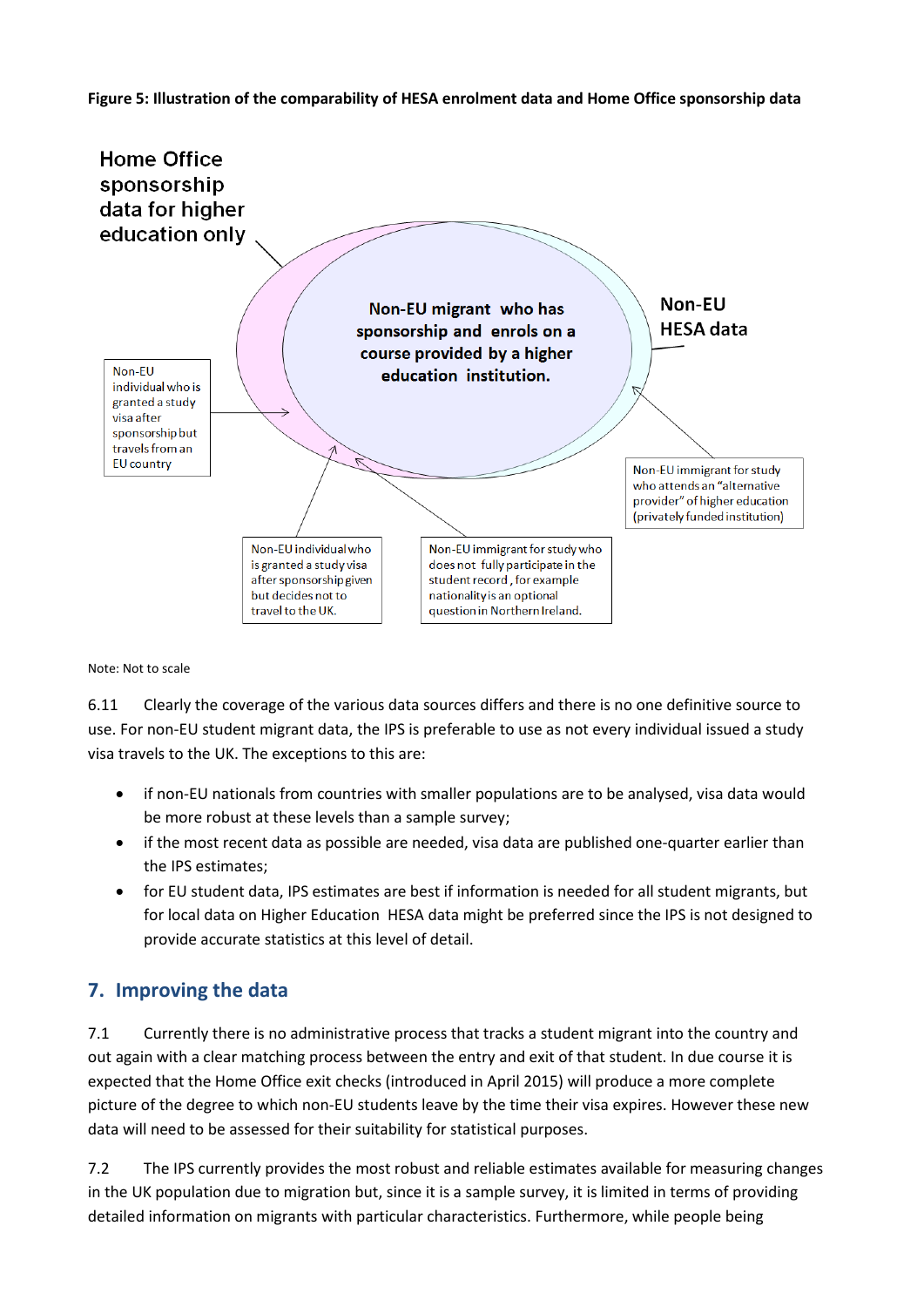**Figure 5: Illustration of the comparability of HESA enrolment data and Home Office sponsorship data**

Home Office sponsorship data for higher education only

Non-EU HESA data

Non-EU migrant who has sponsorship and enrols on a course provided by a higher education institution.

Non-EU individual who is granted a study visa after sponsorship but travels from an EU country

Non-EU immigrant for study who attends an "alternative provider" of higher education (privately funded institution)

Non-EU individual who is granted a study visa after sponsorship given but decides not to travel to the UK.

Non-EU immigrant for study who does not fully participate in the student record, for example nationality is an optional question in Northern Ireland.

Note: Not to scale

6.11 Clearly the coverage of the various data sources differs and there is no one definitive source to use. For non-EU student migrant data, the IPS is preferable to use as not every individual issued a study visa travels to the UK. The exceptions to this are:

- if non-EU nationals from countries with smaller populations are to be analysed, visa data would be more robust at these levels than a sample survey;
- if the most recent data as possible are needed, visa data are published one-quarter earlier than the IPS estimates;
- for EU student data, IPS estimates are best if information is needed for all student migrants, but for local data on Higher Education HESA data might be preferred since the IPS is not designed to provide accurate statistics at this level of detail.

## 7. Improving the data

7.1 Currently there is no administrative process that tracks a student migrant into the country and out again with a clear matching process between the entry and exit of that student. In due course it is expected that the Home Office exit checks (introduced in April 2015) will produce a more complete picture of the degree to which non-EU students leave by the time their visa expires. However these new data will need to be assessed for their suitability for statistical purposes.

7.2 The IPS currently provides the most robust and reliable estimates available for measuring changes in the UK population due to migration but, since it is a sample survey, it is limited in terms of providing detailed information on migrants with particular characteristics. Furthermore, while people being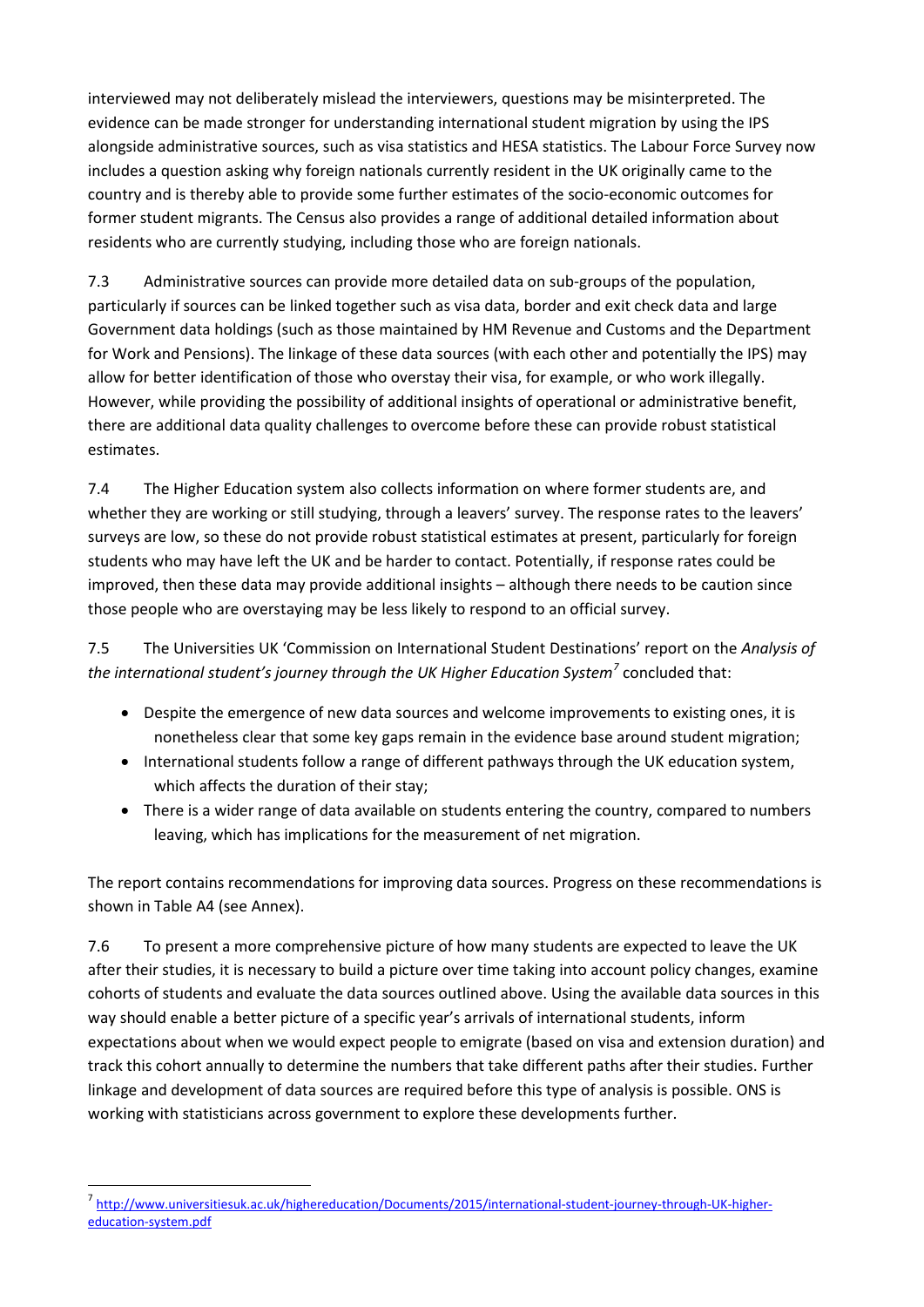interviewed may not deliberately mislead the interviewers, questions may be misinterpreted. The evidence can be made stronger for understanding international student migration by using the IPS alongside administrative sources, such as visa statistics and HESA statistics. The Labour Force Survey now includes a question asking why foreign nationals currently resident in the UK originally came to the country and is thereby able to provide some further estimates of the socio-economic outcomes for former student migrants. The Census also provides a range of additional detailed information about residents who are currently studying, including those who are foreign nationals.

7.3 Administrative sources can provide more detailed data on sub-groups of the population, particularly if sources can be linked together such as visa data, border and exit check data and large Government data holdings (such as those maintained by HM Revenue and Customs and the Department for Work and Pensions). The linkage of these data sources (with each other and potentially the IPS) may allow for better identification of those who overstay their visa, for example, or who work illegally. However, while providing the possibility of additional insights of operational or administrative benefit, there are additional data quality challenges to overcome before these can provide robust statistical estimates.

7.4 The Higher Education system also collects information on where former students are, and whether they are working or still studying, through a leavers' survey. The response rates to the leavers' surveys are low, so these do not provide robust statistical estimates at present, particularly for foreign students who may have left the UK and be harder to contact. Potentially, if response rates could be improved, then these data may provide additional insights – although there needs to be caution since those people who are overstaying may be less likely to respond to an official survey.

7.5 The Universities UK 'Commission on International Student Destinations' report on the *Analysis of the international student's journey through the UK Higher Education System*[7] concluded that:

- Despite the emergence of new data sources and welcome improvements to existing ones, it is nonetheless clear that some key gaps remain in the evidence base around student migration;
- International students follow a range of different pathways through the UK education system, which affects the duration of their stay;
- There is a wider range of data available on students entering the country, compared to numbers leaving, which has implications for the measurement of net migration.

The report contains recommendations for improving data sources. Progress on these recommendations is shown in Table A4 (see Annex).

7.6 To present a more comprehensive picture of how many students are expected to leave the UK after their studies, it is necessary to build a picture over time taking into account policy changes, examine cohorts of students and evaluate the data sources outlined above. Using the available data sources in this way should enable a better picture of a specific year's arrivals of international students, inform expectations about when we would expect people to emigrate (based on visa and extension duration) and track this cohort annually to determine the numbers that take different paths after their studies. Further linkage and development of data sources are required before this type of analysis is possible. ONS is working with statisticians across government to explore these developments further.

---

[7] http://www.universitiesuk.ac.uk/highereducation/Documents/2015/international-student-journey-through-UK-higher-education-system.pdf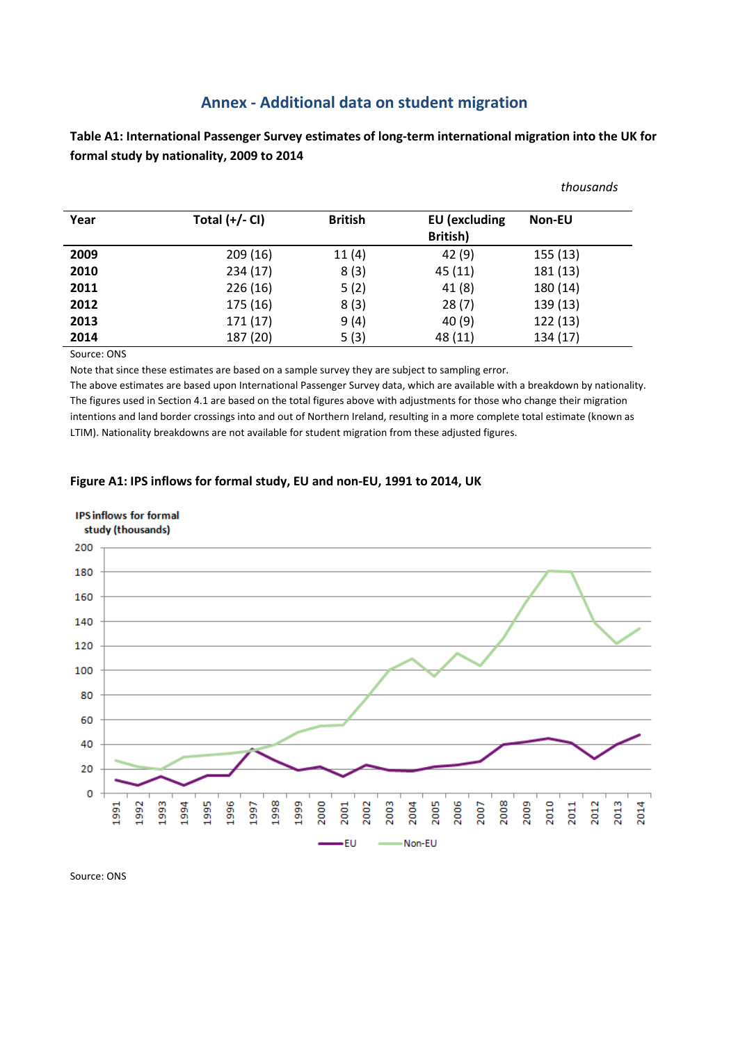## Annex - Additional data on student migration

**Table A1: International Passenger Survey estimates of long-term international migration into the UK for formal study by nationality, 2009 to 2014**

*thousands*

| Year | Total (+/- CI) | British | EU (excluding British) | Non-EU |
|---|---|---|---|---|
| **2009** | 209 (16) | 11 (4) | 42 (9) | 155 (13) |
| **2010** | 234 (17) | 8 (3) | 45 (11) | 181 (13) |
| **2011** | 226 (16) | 5 (2) | 41 (8) | 180 (14) |
| **2012** | 175 (16) | 8 (3) | 28 (7) | 139 (13) |
| **2013** | 171 (17) | 9 (4) | 40 (9) | 122 (13) |
| **2014** | 187 (20) | 5 (3) | 48 (11) | 134 (17) |

Source: ONS

Note that since these estimates are based on a sample survey they are subject to sampling error.

The above estimates are based upon International Passenger Survey data, which are available with a breakdown by nationality. The figures used in Section 4.1 are based on the total figures above with adjustments for those who change their migration intentions and land border crossings into and out of Northern Ireland, resulting in a more complete total estimate (known as LTIM). Nationality breakdowns are not available for student migration from these adjusted figures.

**Figure A1: IPS inflows for formal study, EU and non-EU, 1991 to 2014, UK**

Source: ONS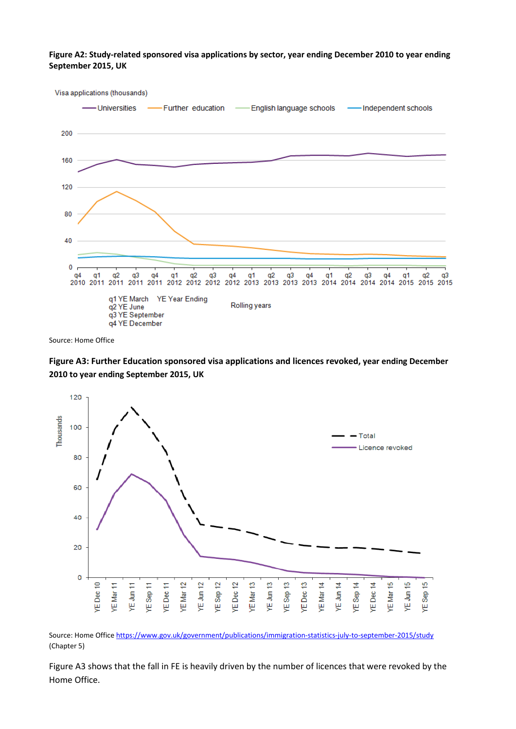**Figure A2: Study-related sponsored visa applications by sector, year ending December 2010 to year ending September 2015, UK**

Source: Home Office

**Figure A3: Further Education sponsored visa applications and licences revoked, year ending December 2010 to year ending September 2015, UK**

Source: Home Office https://www.gov.uk/government/publications/immigration-statistics-july-to-september-2015/study (Chapter 5)

Figure A3 shows that the fall in FE is heavily driven by the number of licences that were revoked by the Home Office.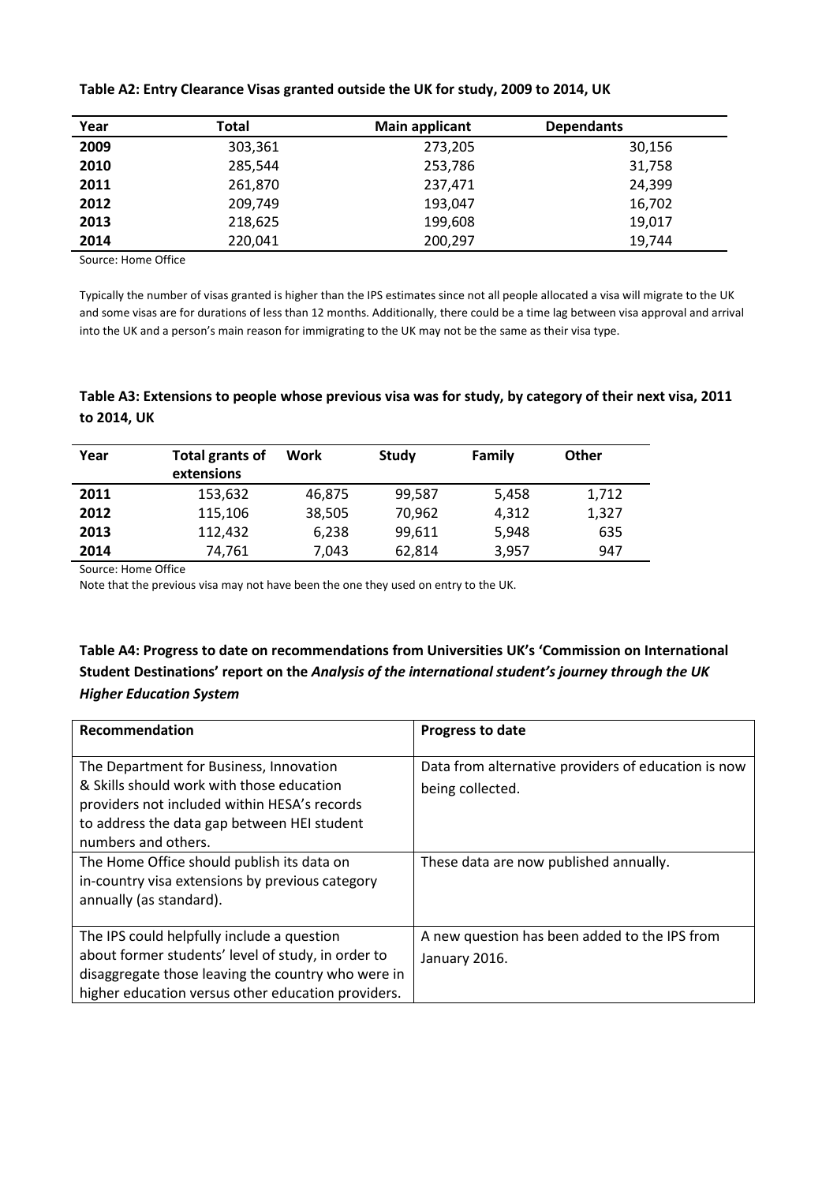**Table A2: Entry Clearance Visas granted outside the UK for study, 2009 to 2014, UK**

| Year | Total | Main applicant | Dependants |
|---|---|---|---|
| **2009** | 303,361 | 273,205 | 30,156 |
| **2010** | 285,544 | 253,786 | 31,758 |
| **2011** | 261,870 | 237,471 | 24,399 |
| **2012** | 209,749 | 193,047 | 16,702 |
| **2013** | 218,625 | 199,608 | 19,017 |
| **2014** | 220,041 | 200,297 | 19,744 |

Source: Home Office

Typically the number of visas granted is higher than the IPS estimates since not all people allocated a visa will migrate to the UK and some visas are for durations of less than 12 months. Additionally, there could be a time lag between visa approval and arrival into the UK and a person's main reason for immigrating to the UK may not be the same as their visa type.

**Table A3: Extensions to people whose previous visa was for study, by category of their next visa, 2011 to 2014, UK**

| Year | Total grants of extensions | Work | Study | Family | Other |
|---|---|---|---|---|---|
| **2011** | 153,632 | 46,875 | 99,587 | 5,458 | 1,712 |
| **2012** | 115,106 | 38,505 | 70,962 | 4,312 | 1,327 |
| **2013** | 112,432 | 6,238 | 99,611 | 5,948 | 635 |
| **2014** | 74,761 | 7,043 | 62,814 | 3,957 | 947 |

Source: Home Office

Note that the previous visa may not have been the one they used on entry to the UK.

**Table A4: Progress to date on recommendations from Universities UK's 'Commission on International Student Destinations' report on the *Analysis of the international student's journey through the UK Higher Education System***

| Recommendation | Progress to date |
|---|---|
| The Department for Business, Innovation & Skills should work with those education providers not included within HESA's records to address the data gap between HEI student numbers and others. | Data from alternative providers of education is now being collected. |
| The Home Office should publish its data on in-country visa extensions by previous category annually (as standard). | These data are now published annually. |
| The IPS could helpfully include a question about former students' level of study, in order to disaggregate those leaving the country who were in higher education versus other education providers. | A new question has been added to the IPS from January 2016. |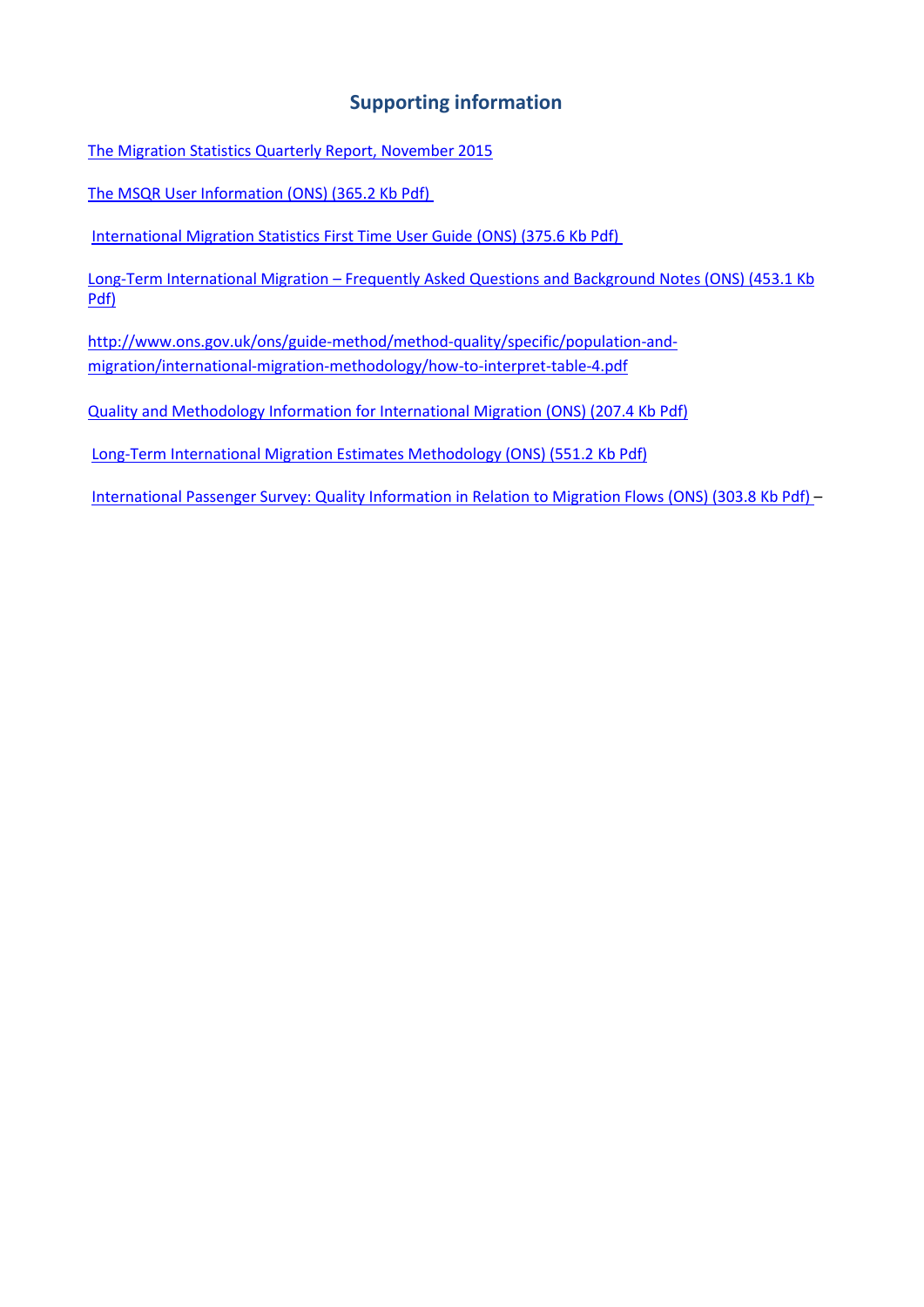## Supporting information

The Migration Statistics Quarterly Report, November 2015

The MSQR User Information (ONS) (365.2 Kb Pdf)

International Migration Statistics First Time User Guide (ONS) (375.6 Kb Pdf)

Long-Term International Migration – Frequently Asked Questions and Background Notes (ONS) (453.1 Kb Pdf)

http://www.ons.gov.uk/ons/guide-method/method-quality/specific/population-and-migration/international-migration-methodology/how-to-interpret-table-4.pdf

Quality and Methodology Information for International Migration (ONS) (207.4 Kb Pdf)

Long-Term International Migration Estimates Methodology (ONS) (551.2 Kb Pdf)

International Passenger Survey: Quality Information in Relation to Migration Flows (ONS) (303.8 Kb Pdf) –